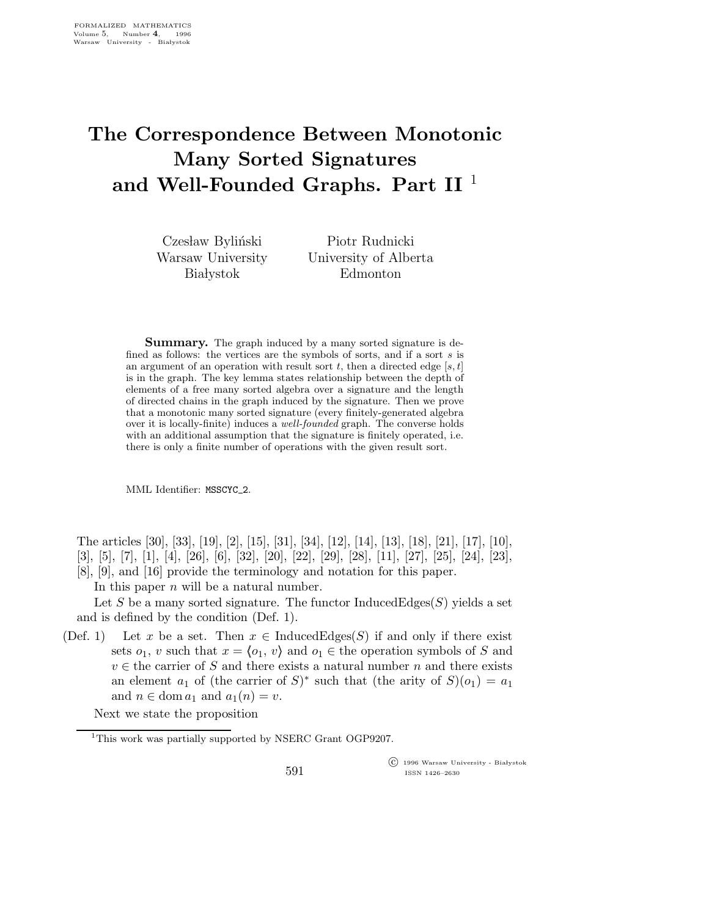# The Correspondence Between Monotonic Many Sorted Signatures and Well-Founded Graphs. Part II [1]

Czesław Byliński
Warsaw University
Białystok

Piotr Rudnicki
University of Alberta
Edmonton

**Summary.** The graph induced by a many sorted signature is defined as follows: the vertices are the symbols of sorts, and if a sort $s$ is an argument of an operation with result sort $t$, then a directed edge $[s, t]$ is in the graph. The key lemma states relationship between the depth of elements of a free many sorted algebra over a signature and the length of directed chains in the graph induced by the signature. Then we prove that a monotonic many sorted signature (every finitely-generated algebra over it is locally-finite) induces a *well-founded* graph. The converse holds with an additional assumption that the signature is finitely operated, i.e. there is only a finite number of operations with the given result sort.

MML Identifier: MSSCYC_2.

The articles [30], [33], [19], [2], [15], [31], [34], [12], [14], [13], [18], [21], [17], [10], [3], [5], [7], [1], [4], [26], [6], [32], [20], [22], [29], [28], [11], [27], [25], [24], [23], [8], [9], and [16] provide the terminology and notation for this paper.

In this paper $n$ will be a natural number.

Let $S$ be a many sorted signature. The functor InducedEdges($S$) yields a set and is defined by the condition (Def. 1).

(Def. 1) Let $x$ be a set. Then $x \in$ InducedEdges($S$) if and only if there exist sets $o_1$, $v$ such that $x = \langle o_1, v \rangle$ and $o_1 \in$ the operation symbols of $S$ and $v \in$ the carrier of $S$ and there exists a natural number $n$ and there exists an element $a_1$ of (the carrier of $S$)$^*$ such that (the arity of $S$)($o_1$) $= a_1$ and $n \in \operatorname{dom} a_1$ and $a_1(n) = v$.

Next we state the proposition

[1] This work was partially supported by NSERC Grant OGP9207.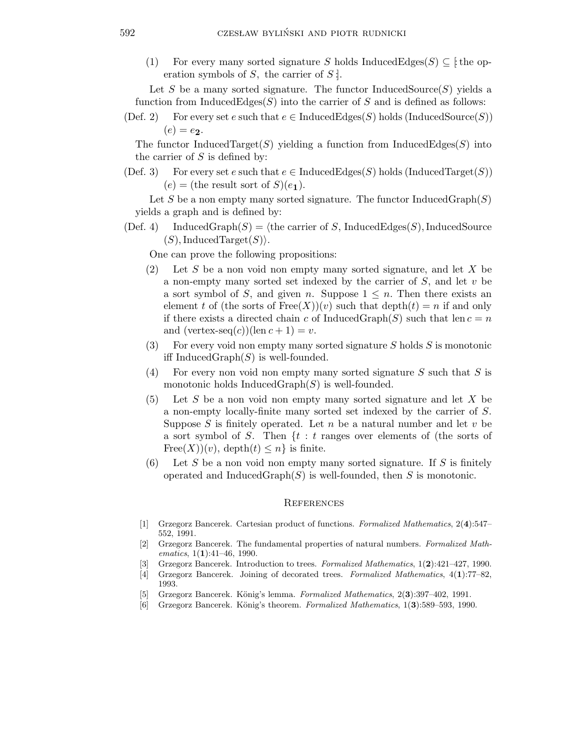(1) For every many sorted signature $S$ holds $\mathrm{InducedEdges}(S) \subseteq [\!:$ the operation symbols of $S$, the carrier of $S:\!]$.

Let $S$ be a many sorted signature. The functor $\mathrm{InducedSource}(S)$ yields a function from $\mathrm{InducedEdges}(S)$ into the carrier of $S$ and is defined as follows:

(Def. 2) For every set $e$ such that $e \in \mathrm{InducedEdges}(S)$ holds $(\mathrm{InducedSource}(S))(e) = e_{\mathbf{2}}$.

The functor $\mathrm{InducedTarget}(S)$ yielding a function from $\mathrm{InducedEdges}(S)$ into the carrier of $S$ is defined by:

(Def. 3) For every set $e$ such that $e \in \mathrm{InducedEdges}(S)$ holds $(\mathrm{InducedTarget}(S))(e) = (\text{the result sort of } S)(e_{\mathbf{1}})$.

Let $S$ be a non empty many sorted signature. The functor $\mathrm{InducedGraph}(S)$ yields a graph and is defined by:

(Def. 4) $\mathrm{InducedGraph}(S) = \langle$the carrier of $S, \mathrm{InducedEdges}(S), \mathrm{InducedSource}(S), \mathrm{InducedTarget}(S)\rangle$.

One can prove the following propositions:

(2) Let $S$ be a non void non empty many sorted signature, and let $X$ be a non-empty many sorted set indexed by the carrier of $S$, and let $v$ be a sort symbol of $S$, and given $n$. Suppose $1 \leq n$. Then there exists an element $t$ of (the sorts of $\mathrm{Free}(X))(v)$ such that $\mathrm{depth}(t) = n$ if and only if there exists a directed chain $c$ of $\mathrm{InducedGraph}(S)$ such that $\mathrm{len}\, c = n$ and $(\text{vertex-seq}(c))(\mathrm{len}\, c + 1) = v$.

(3) For every void non empty many sorted signature $S$ holds $S$ is monotonic iff $\mathrm{InducedGraph}(S)$ is well-founded.

(4) For every non void non empty many sorted signature $S$ such that $S$ is monotonic holds $\mathrm{InducedGraph}(S)$ is well-founded.

(5) Let $S$ be a non void non empty many sorted signature and let $X$ be a non-empty locally-finite many sorted set indexed by the carrier of $S$. Suppose $S$ is finitely operated. Let $n$ be a natural number and let $v$ be a sort symbol of $S$. Then $\{t : t$ ranges over elements of (the sorts of $\mathrm{Free}(X))(v)$, $\mathrm{depth}(t) \leq n\}$ is finite.

(6) Let $S$ be a non void non empty many sorted signature. If $S$ is finitely operated and $\mathrm{InducedGraph}(S)$ is well-founded, then $S$ is monotonic.

## References

[1] Grzegorz Bancerek. Cartesian product of functions. *Formalized Mathematics*, 2(**4**):547–552, 1991.

[2] Grzegorz Bancerek. The fundamental properties of natural numbers. *Formalized Mathematics*, 1(**1**):41–46, 1990.

[3] Grzegorz Bancerek. Introduction to trees. *Formalized Mathematics*, 1(**2**):421–427, 1990.

[4] Grzegorz Bancerek. Joining of decorated trees. *Formalized Mathematics*, 4(**1**):77–82, 1993.

[5] Grzegorz Bancerek. König's lemma. *Formalized Mathematics*, 2(**3**):397–402, 1991.

[6] Grzegorz Bancerek. König's theorem. *Formalized Mathematics*, 1(**3**):589–593, 1990.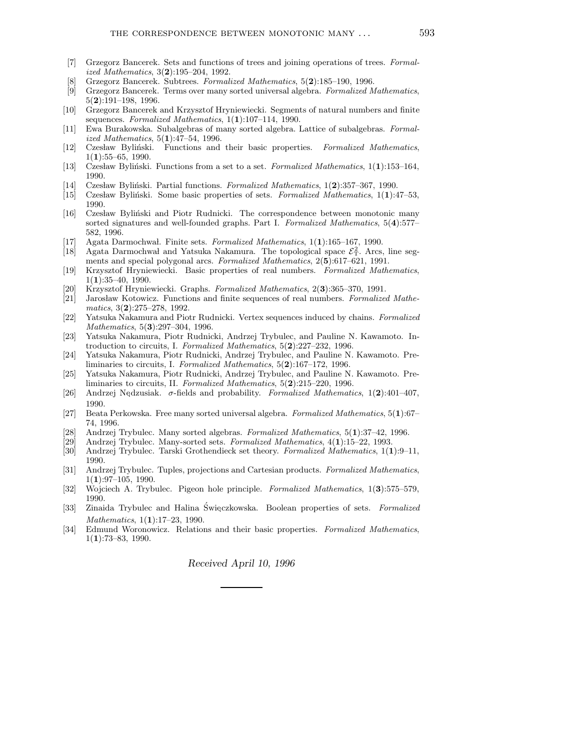[7] Grzegorz Bancerek. Sets and functions of trees and joining operations of trees. *Formalized Mathematics*, 3(**2**):195–204, 1992.

[8] Grzegorz Bancerek. Subtrees. *Formalized Mathematics*, 5(**2**):185–190, 1996.

[9] Grzegorz Bancerek. Terms over many sorted universal algebra. *Formalized Mathematics*, 5(**2**):191–198, 1996.

[10] Grzegorz Bancerek and Krzysztof Hryniewiecki. Segments of natural numbers and finite sequences. *Formalized Mathematics*, 1(**1**):107–114, 1990.

[11] Ewa Burakowska. Subalgebras of many sorted algebra. Lattice of subalgebras. *Formalized Mathematics*, 5(**1**):47–54, 1996.

[12] Czesław Byliński. Functions and their basic properties. *Formalized Mathematics*, 1(**1**):55–65, 1990.

[13] Czesław Byliński. Functions from a set to a set. *Formalized Mathematics*, 1(**1**):153–164, 1990.

[14] Czesław Byliński. Partial functions. *Formalized Mathematics*, 1(**2**):357–367, 1990.

[15] Czesław Byliński. Some basic properties of sets. *Formalized Mathematics*, 1(**1**):47–53, 1990.

[16] Czesław Byliński and Piotr Rudnicki. The correspondence between monotonic many sorted signatures and well-founded graphs. Part I. *Formalized Mathematics*, 5(**4**):577–582, 1996.

[17] Agata Darmochwał. Finite sets. *Formalized Mathematics*, 1(**1**):165–167, 1990.

[18] Agata Darmochwał and Yatsuka Nakamura. The topological space $\mathcal{E}^2_{\mathrm{T}}$. Arcs, line segments and special polygonal arcs. *Formalized Mathematics*, 2(**5**):617–621, 1991.

[19] Krzysztof Hryniewiecki. Basic properties of real numbers. *Formalized Mathematics*, 1(**1**):35–40, 1990.

[20] Krzysztof Hryniewiecki. Graphs. *Formalized Mathematics*, 2(**3**):365–370, 1991.

[21] Jarosław Kotowicz. Functions and finite sequences of real numbers. *Formalized Mathematics*, 3(**2**):275–278, 1992.

[22] Yatsuka Nakamura and Piotr Rudnicki. Vertex sequences induced by chains. *Formalized Mathematics*, 5(**3**):297–304, 1996.

[23] Yatsuka Nakamura, Piotr Rudnicki, Andrzej Trybulec, and Pauline N. Kawamoto. Introduction to circuits, I. *Formalized Mathematics*, 5(**2**):227–232, 1996.

[24] Yatsuka Nakamura, Piotr Rudnicki, Andrzej Trybulec, and Pauline N. Kawamoto. Preliminaries to circuits, I. *Formalized Mathematics*, 5(**2**):167–172, 1996.

[25] Yatsuka Nakamura, Piotr Rudnicki, Andrzej Trybulec, and Pauline N. Kawamoto. Preliminaries to circuits, II. *Formalized Mathematics*, 5(**2**):215–220, 1996.

[26] Andrzej Nędzusiak. $\sigma$-fields and probability. *Formalized Mathematics*, 1(**2**):401–407, 1990.

[27] Beata Perkowska. Free many sorted universal algebra. *Formalized Mathematics*, 5(**1**):67–74, 1996.

[28] Andrzej Trybulec. Many sorted algebras. *Formalized Mathematics*, 5(**1**):37–42, 1996.

[29] Andrzej Trybulec. Many-sorted sets. *Formalized Mathematics*, 4(**1**):15–22, 1993.

[30] Andrzej Trybulec. Tarski Grothendieck set theory. *Formalized Mathematics*, 1(**1**):9–11, 1990.

[31] Andrzej Trybulec. Tuples, projections and Cartesian products. *Formalized Mathematics*, 1(**1**):97–105, 1990.

[32] Wojciech A. Trybulec. Pigeon hole principle. *Formalized Mathematics*, 1(**3**):575–579, 1990.

[33] Zinaida Trybulec and Halina Święczkowska. Boolean properties of sets. *Formalized Mathematics*, 1(**1**):17–23, 1990.

[34] Edmund Woronowicz. Relations and their basic properties. *Formalized Mathematics*, 1(**1**):73–83, 1990.

*Received April 10, 1996*